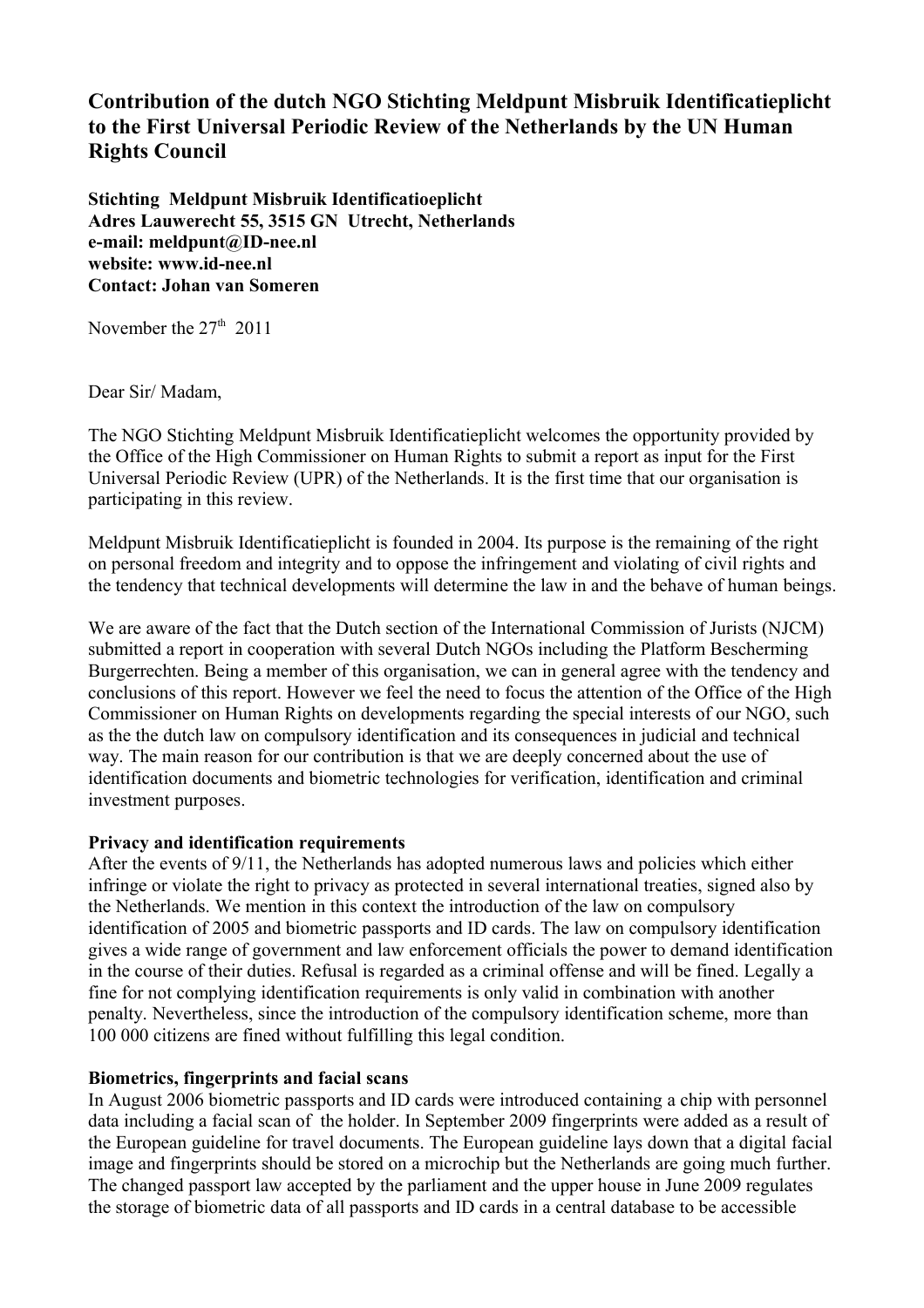# Contribution of the dutch NGO Stichting Meldpunt Misbruik Identificatieplicht to the First Universal Periodic Review of the Netherlands by the UN Human Rights Council

**Stichting Meldpunt Misbruik Identificatioeplicht**
**Adres Lauwerecht 55, 3515 GN Utrecht, Netherlands**
**e-mail: meldpunt@ID-nee.nl**
**website: www.id-nee.nl**
**Contact: Johan van Someren**

November the 27th 2011

Dear Sir/ Madam,

The NGO Stichting Meldpunt Misbruik Identificatieplicht welcomes the opportunity provided by the Office of the High Commissioner on Human Rights to submit a report as input for the First Universal Periodic Review (UPR) of the Netherlands. It is the first time that our organisation is participating in this review.

Meldpunt Misbruik Identificatieplicht is founded in 2004. Its purpose is the remaining of the right on personal freedom and integrity and to oppose the infringement and violating of civil rights and the tendency that technical developments will determine the law in and the behave of human beings.

We are aware of the fact that the Dutch section of the International Commission of Jurists (NJCM) submitted a report in cooperation with several Dutch NGOs including the Platform Bescherming Burgerrechten. Being a member of this organisation, we can in general agree with the tendency and conclusions of this report. However we feel the need to focus the attention of the Office of the High Commissioner on Human Rights on developments regarding the special interests of our NGO, such as the the dutch law on compulsory identification and its consequences in judicial and technical way. The main reason for our contribution is that we are deeply concerned about the use of identification documents and biometric technologies for verification, identification and criminal investment purposes.

**Privacy and identification requirements**

After the events of 9/11, the Netherlands has adopted numerous laws and policies which either infringe or violate the right to privacy as protected in several international treaties, signed also by the Netherlands. We mention in this context the introduction of the law on compulsory identification of 2005 and biometric passports and ID cards. The law on compulsory identification gives a wide range of government and law enforcement officials the power to demand identification in the course of their duties. Refusal is regarded as a criminal offense and will be fined. Legally a fine for not complying identification requirements is only valid in combination with another penalty. Nevertheless, since the introduction of the compulsory identification scheme, more than 100 000 citizens are fined without fulfilling this legal condition.

**Biometrics, fingerprints and facial scans**

In August 2006 biometric passports and ID cards were introduced containing a chip with personnel data including a facial scan of the holder. In September 2009 fingerprints were added as a result of the European guideline for travel documents. The European guideline lays down that a digital facial image and fingerprints should be stored on a microchip but the Netherlands are going much further. The changed passport law accepted by the parliament and the upper house in June 2009 regulates the storage of biometric data of all passports and ID cards in a central database to be accessible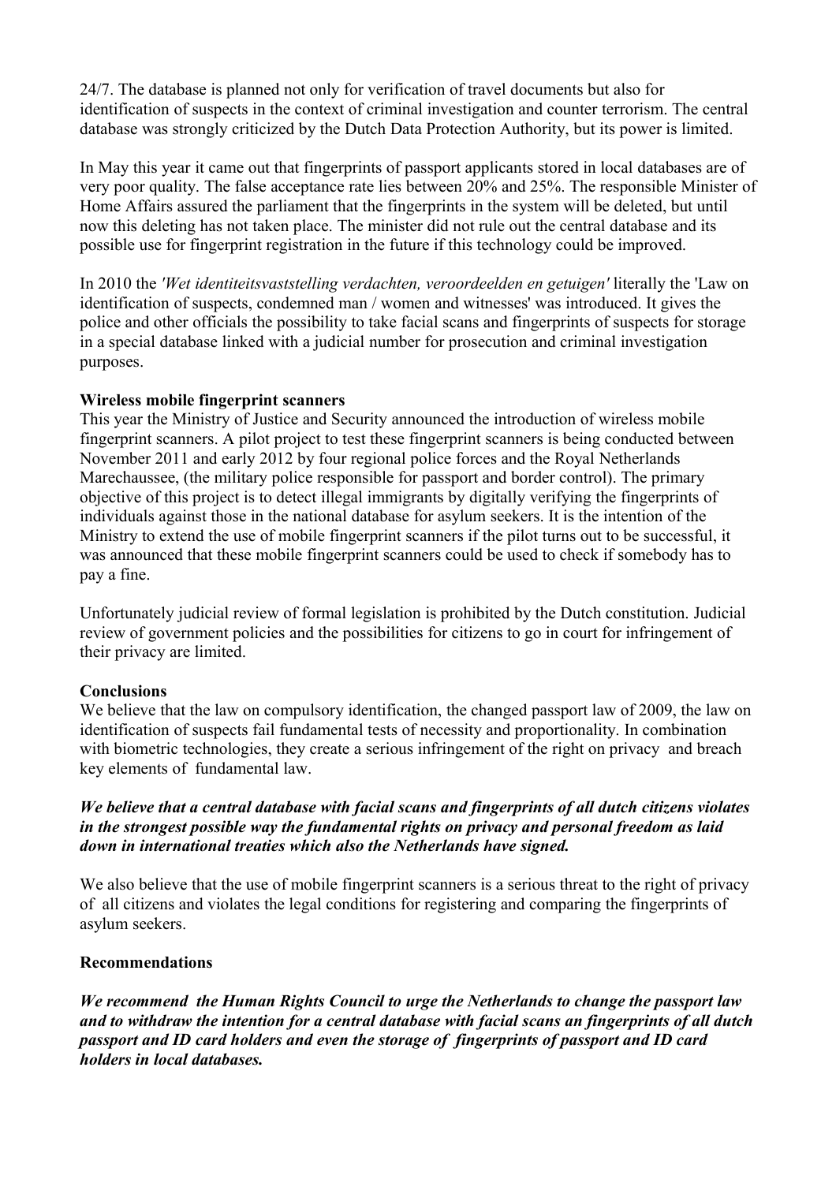24/7. The database is planned not only for verification of travel documents but also for identification of suspects in the context of criminal investigation and counter terrorism. The central database was strongly criticized by the Dutch Data Protection Authority, but its power is limited.

In May this year it came out that fingerprints of passport applicants stored in local databases are of very poor quality. The false acceptance rate lies between 20% and 25%. The responsible Minister of Home Affairs assured the parliament that the fingerprints in the system will be deleted, but until now this deleting has not taken place. The minister did not rule out the central database and its possible use for fingerprint registration in the future if this technology could be improved.

In 2010 the *'Wet identiteitsvaststelling verdachten, veroordeelden en getuigen'* literally the 'Law on identification of suspects, condemned man / women and witnesses' was introduced. It gives the police and other officials the possibility to take facial scans and fingerprints of suspects for storage in a special database linked with a judicial number for prosecution and criminal investigation purposes.

**Wireless mobile fingerprint scanners**

This year the Ministry of Justice and Security announced the introduction of wireless mobile fingerprint scanners. A pilot project to test these fingerprint scanners is being conducted between November 2011 and early 2012 by four regional police forces and the Royal Netherlands Marechaussee, (the military police responsible for passport and border control). The primary objective of this project is to detect illegal immigrants by digitally verifying the fingerprints of individuals against those in the national database for asylum seekers. It is the intention of the Ministry to extend the use of mobile fingerprint scanners if the pilot turns out to be successful, it was announced that these mobile fingerprint scanners could be used to check if somebody has to pay a fine.

Unfortunately judicial review of formal legislation is prohibited by the Dutch constitution. Judicial review of government policies and the possibilities for citizens to go in court for infringement of their privacy are limited.

**Conclusions**

We believe that the law on compulsory identification, the changed passport law of 2009, the law on identification of suspects fail fundamental tests of necessity and proportionality. In combination with biometric technologies, they create a serious infringement of the right on privacy and breach key elements of fundamental law.

***We believe that a central database with facial scans and fingerprints of all dutch citizens violates in the strongest possible way the fundamental rights on privacy and personal freedom as laid down in international treaties which also the Netherlands have signed.***

We also believe that the use of mobile fingerprint scanners is a serious threat to the right of privacy of all citizens and violates the legal conditions for registering and comparing the fingerprints of asylum seekers.

**Recommendations**

***We recommend the Human Rights Council to urge the Netherlands to change the passport law and to withdraw the intention for a central database with facial scans an fingerprints of all dutch passport and ID card holders and even the storage of fingerprints of passport and ID card holders in local databases.***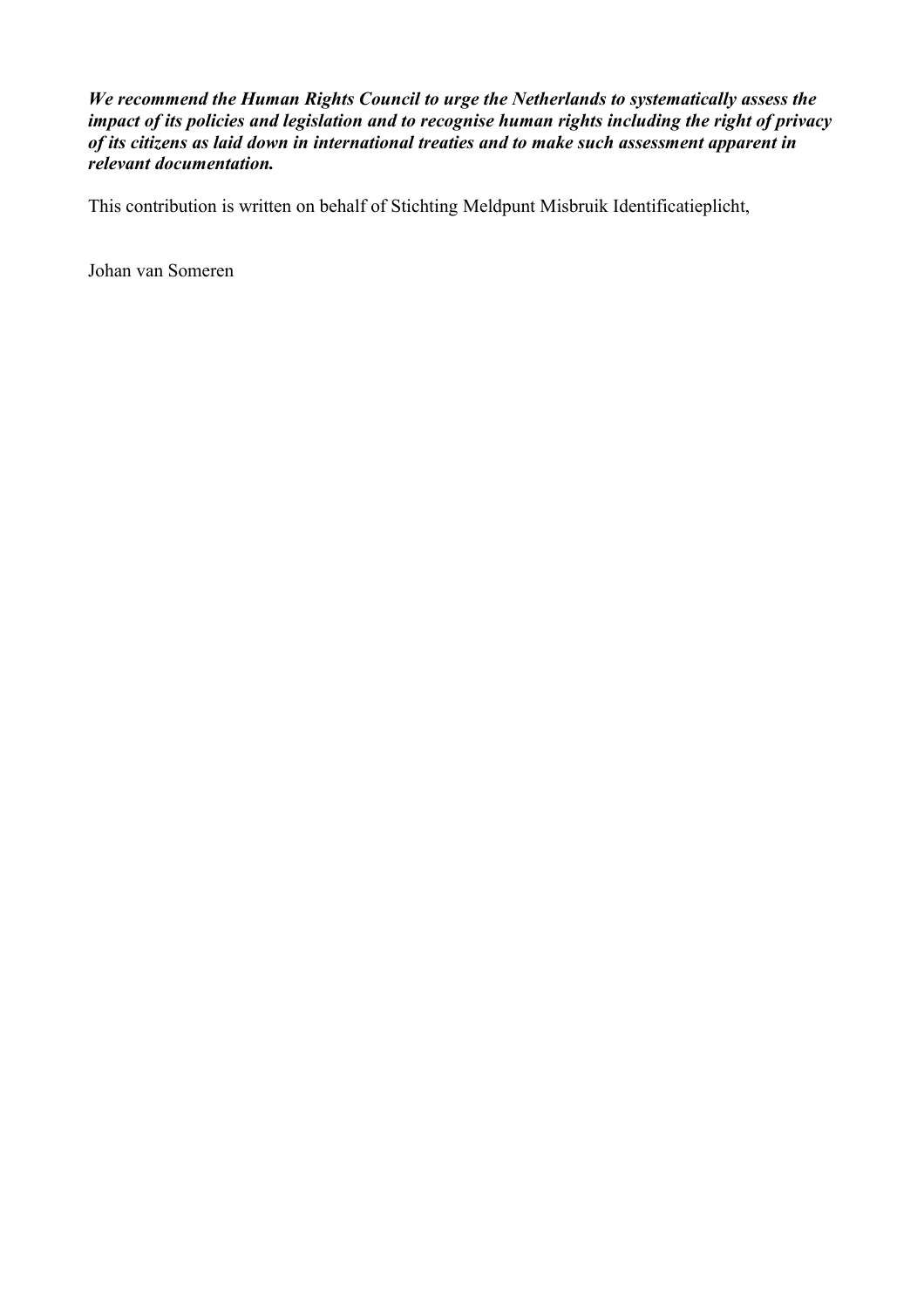***We recommend the Human Rights Council to urge the Netherlands to systematically assess the impact of its policies and legislation and to recognise human rights including the right of privacy of its citizens as laid down in international treaties and to make such assessment apparent in relevant documentation.***

This contribution is written on behalf of Stichting Meldpunt Misbruik Identificatieplicht,

Johan van Someren